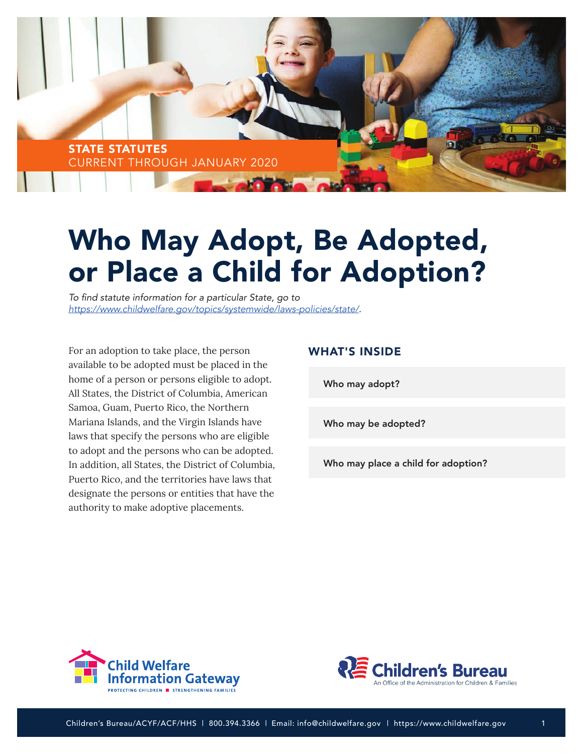STATE STATUTES
CURRENT THROUGH JANUARY 2020

# Who May Adopt, Be Adopted, or Place a Child for Adoption?

*To find statute information for a particular State, go to https://www.childwelfare.gov/topics/systemwide/laws-policies/state/.*

For an adoption to take place, the person available to be adopted must be placed in the home of a person or persons eligible to adopt. All States, the District of Columbia, American Samoa, Guam, Puerto Rico, the Northern Mariana Islands, and the Virgin Islands have laws that specify the persons who are eligible to adopt and the persons who can be adopted. In addition, all States, the District of Columbia, Puerto Rico, and the territories have laws that designate the persons or entities that have the authority to make adoptive placements.

## WHAT'S INSIDE

- Who may adopt?
- Who may be adopted?
- Who may place a child for adoption?

Child Welfare Information Gateway
PROTECTING CHILDREN ■ STRENGTHENING FAMILIES

Children's Bureau
An Office of the Administration for Children & Families

Children's Bureau/ACYF/ACF/HHS | 800.394.3366 | Email: info@childwelfare.gov | https://www.childwelfare.gov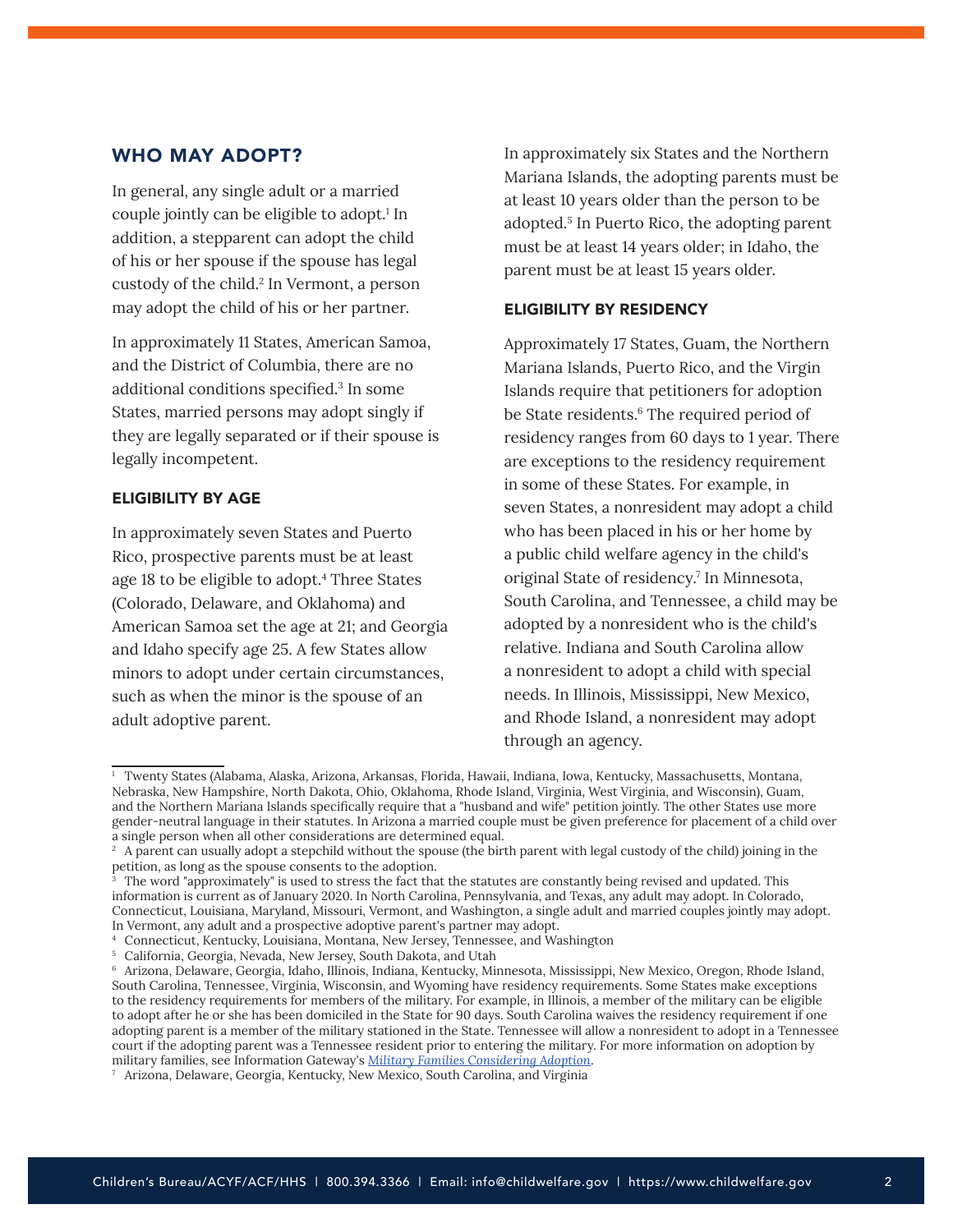## WHO MAY ADOPT?

In general, any single adult or a married couple jointly can be eligible to adopt.[1] In addition, a stepparent can adopt the child of his or her spouse if the spouse has legal custody of the child.[2] In Vermont, a person may adopt the child of his or her partner.

In approximately 11 States, American Samoa, and the District of Columbia, there are no additional conditions specified.[3] In some States, married persons may adopt singly if they are legally separated or if their spouse is legally incompetent.

### ELIGIBILITY BY AGE

In approximately seven States and Puerto Rico, prospective parents must be at least age 18 to be eligible to adopt.[4] Three States (Colorado, Delaware, and Oklahoma) and American Samoa set the age at 21; and Georgia and Idaho specify age 25. A few States allow minors to adopt under certain circumstances, such as when the minor is the spouse of an adult adoptive parent.

In approximately six States and the Northern Mariana Islands, the adopting parents must be at least 10 years older than the person to be adopted.[5] In Puerto Rico, the adopting parent must be at least 14 years older; in Idaho, the parent must be at least 15 years older.

### ELIGIBILITY BY RESIDENCY

Approximately 17 States, Guam, the Northern Mariana Islands, Puerto Rico, and the Virgin Islands require that petitioners for adoption be State residents.[6] The required period of residency ranges from 60 days to 1 year. There are exceptions to the residency requirement in some of these States. For example, in seven States, a nonresident may adopt a child who has been placed in his or her home by a public child welfare agency in the child's original State of residency.[7] In Minnesota, South Carolina, and Tennessee, a child may be adopted by a nonresident who is the child's relative. Indiana and South Carolina allow a nonresident to adopt a child with special needs. In Illinois, Mississippi, New Mexico, and Rhode Island, a nonresident may adopt through an agency.

---

[1] Twenty States (Alabama, Alaska, Arizona, Arkansas, Florida, Hawaii, Indiana, Iowa, Kentucky, Massachusetts, Montana, Nebraska, New Hampshire, North Dakota, Ohio, Oklahoma, Rhode Island, Virginia, West Virginia, and Wisconsin), Guam, and the Northern Mariana Islands specifically require that a "husband and wife" petition jointly. The other States use more gender-neutral language in their statutes. In Arizona a married couple must be given preference for placement of a child over a single person when all other considerations are determined equal.

[2] A parent can usually adopt a stepchild without the spouse (the birth parent with legal custody of the child) joining in the petition, as long as the spouse consents to the adoption.

[3] The word "approximately" is used to stress the fact that the statutes are constantly being revised and updated. This information is current as of January 2020. In North Carolina, Pennsylvania, and Texas, any adult may adopt. In Colorado, Connecticut, Louisiana, Maryland, Missouri, Vermont, and Washington, a single adult and married couples jointly may adopt. In Vermont, any adult and a prospective adoptive parent's partner may adopt.

[4] Connecticut, Kentucky, Louisiana, Montana, New Jersey, Tennessee, and Washington

[5] California, Georgia, Nevada, New Jersey, South Dakota, and Utah

[6] Arizona, Delaware, Georgia, Idaho, Illinois, Indiana, Kentucky, Minnesota, Mississippi, New Mexico, Oregon, Rhode Island, South Carolina, Tennessee, Virginia, Wisconsin, and Wyoming have residency requirements. Some States make exceptions to the residency requirements for members of the military. For example, in Illinois, a member of the military can be eligible to adopt after he or she has been domiciled in the State for 90 days. South Carolina waives the residency requirement if one adopting parent is a member of the military stationed in the State. Tennessee will allow a nonresident to adopt in a Tennessee court if the adopting parent was a Tennessee resident prior to entering the military. For more information on adoption by military families, see Information Gateway's *Military Families Considering Adoption*.

[7] Arizona, Delaware, Georgia, Kentucky, New Mexico, South Carolina, and Virginia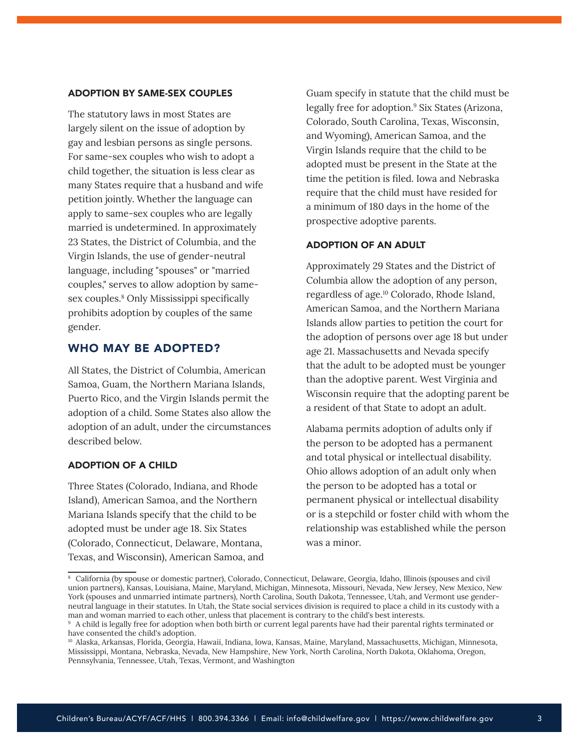### ADOPTION BY SAME-SEX COUPLES

The statutory laws in most States are largely silent on the issue of adoption by gay and lesbian persons as single persons. For same-sex couples who wish to adopt a child together, the situation is less clear as many States require that a husband and wife petition jointly. Whether the language can apply to same-sex couples who are legally married is undetermined. In approximately 23 States, the District of Columbia, and the Virgin Islands, the use of gender-neutral language, including "spouses" or "married couples," serves to allow adoption by same-sex couples.[8] Only Mississippi specifically prohibits adoption by couples of the same gender.

## WHO MAY BE ADOPTED?

All States, the District of Columbia, American Samoa, Guam, the Northern Mariana Islands, Puerto Rico, and the Virgin Islands permit the adoption of a child. Some States also allow the adoption of an adult, under the circumstances described below.

### ADOPTION OF A CHILD

Three States (Colorado, Indiana, and Rhode Island), American Samoa, and the Northern Mariana Islands specify that the child to be adopted must be under age 18. Six States (Colorado, Connecticut, Delaware, Montana, Texas, and Wisconsin), American Samoa, and Guam specify in statute that the child must be legally free for adoption.[9] Six States (Arizona, Colorado, South Carolina, Texas, Wisconsin, and Wyoming), American Samoa, and the Virgin Islands require that the child to be adopted must be present in the State at the time the petition is filed. Iowa and Nebraska require that the child must have resided for a minimum of 180 days in the home of the prospective adoptive parents.

### ADOPTION OF AN ADULT

Approximately 29 States and the District of Columbia allow the adoption of any person, regardless of age.[10] Colorado, Rhode Island, American Samoa, and the Northern Mariana Islands allow parties to petition the court for the adoption of persons over age 18 but under age 21. Massachusetts and Nevada specify that the adult to be adopted must be younger than the adoptive parent. West Virginia and Wisconsin require that the adopting parent be a resident of that State to adopt an adult.

Alabama permits adoption of adults only if the person to be adopted has a permanent and total physical or intellectual disability. Ohio allows adoption of an adult only when the person to be adopted has a total or permanent physical or intellectual disability or is a stepchild or foster child with whom the relationship was established while the person was a minor.

---

[8] California (by spouse or domestic partner), Colorado, Connecticut, Delaware, Georgia, Idaho, Illinois (spouses and civil union partners), Kansas, Louisiana, Maine, Maryland, Michigan, Minnesota, Missouri, Nevada, New Jersey, New Mexico, New York (spouses and unmarried intimate partners), North Carolina, South Dakota, Tennessee, Utah, and Vermont use gender-neutral language in their statutes. In Utah, the State social services division is required to place a child in its custody with a man and woman married to each other, unless that placement is contrary to the child's best interests.

[9] A child is legally free for adoption when both birth or current legal parents have had their parental rights terminated or have consented the child's adoption.

[10] Alaska, Arkansas, Florida, Georgia, Hawaii, Indiana, Iowa, Kansas, Maine, Maryland, Massachusetts, Michigan, Minnesota, Mississippi, Montana, Nebraska, Nevada, New Hampshire, New York, North Carolina, North Dakota, Oklahoma, Oregon, Pennsylvania, Tennessee, Utah, Texas, Vermont, and Washington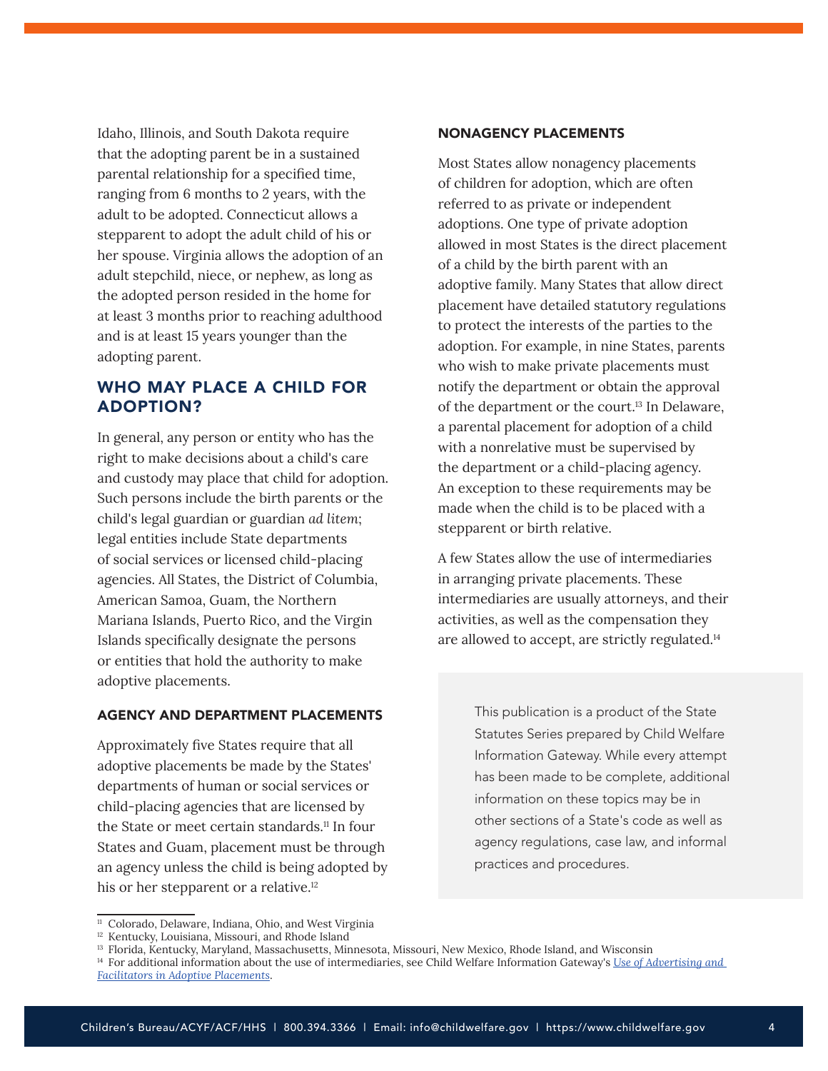Idaho, Illinois, and South Dakota require that the adopting parent be in a sustained parental relationship for a specified time, ranging from 6 months to 2 years, with the adult to be adopted. Connecticut allows a stepparent to adopt the adult child of his or her spouse. Virginia allows the adoption of an adult stepchild, niece, or nephew, as long as the adopted person resided in the home for at least 3 months prior to reaching adulthood and is at least 15 years younger than the adopting parent.

## WHO MAY PLACE A CHILD FOR ADOPTION?

In general, any person or entity who has the right to make decisions about a child's care and custody may place that child for adoption. Such persons include the birth parents or the child's legal guardian or guardian *ad litem*; legal entities include State departments of social services or licensed child-placing agencies. All States, the District of Columbia, American Samoa, Guam, the Northern Mariana Islands, Puerto Rico, and the Virgin Islands specifically designate the persons or entities that hold the authority to make adoptive placements.

### AGENCY AND DEPARTMENT PLACEMENTS

Approximately five States require that all adoptive placements be made by the States' departments of human or social services or child-placing agencies that are licensed by the State or meet certain standards.[11] In four States and Guam, placement must be through an agency unless the child is being adopted by his or her stepparent or a relative.[12]

### NONAGENCY PLACEMENTS

Most States allow nonagency placements of children for adoption, which are often referred to as private or independent adoptions. One type of private adoption allowed in most States is the direct placement of a child by the birth parent with an adoptive family. Many States that allow direct placement have detailed statutory regulations to protect the interests of the parties to the adoption. For example, in nine States, parents who wish to make private placements must notify the department or obtain the approval of the department or the court.[13] In Delaware, a parental placement for adoption of a child with a nonrelative must be supervised by the department or a child-placing agency. An exception to these requirements may be made when the child is to be placed with a stepparent or birth relative.

A few States allow the use of intermediaries in arranging private placements. These intermediaries are usually attorneys, and their activities, as well as the compensation they are allowed to accept, are strictly regulated.[14]

> This publication is a product of the State Statutes Series prepared by Child Welfare Information Gateway. While every attempt has been made to be complete, additional information on these topics may be in other sections of a State's code as well as agency regulations, case law, and informal practices and procedures.

---

[11] Colorado, Delaware, Indiana, Ohio, and West Virginia

[12] Kentucky, Louisiana, Missouri, and Rhode Island

[13] Florida, Kentucky, Maryland, Massachusetts, Minnesota, Missouri, New Mexico, Rhode Island, and Wisconsin

[14] For additional information about the use of intermediaries, see Child Welfare Information Gateway's *Use of Advertising and Facilitators in Adoptive Placements*.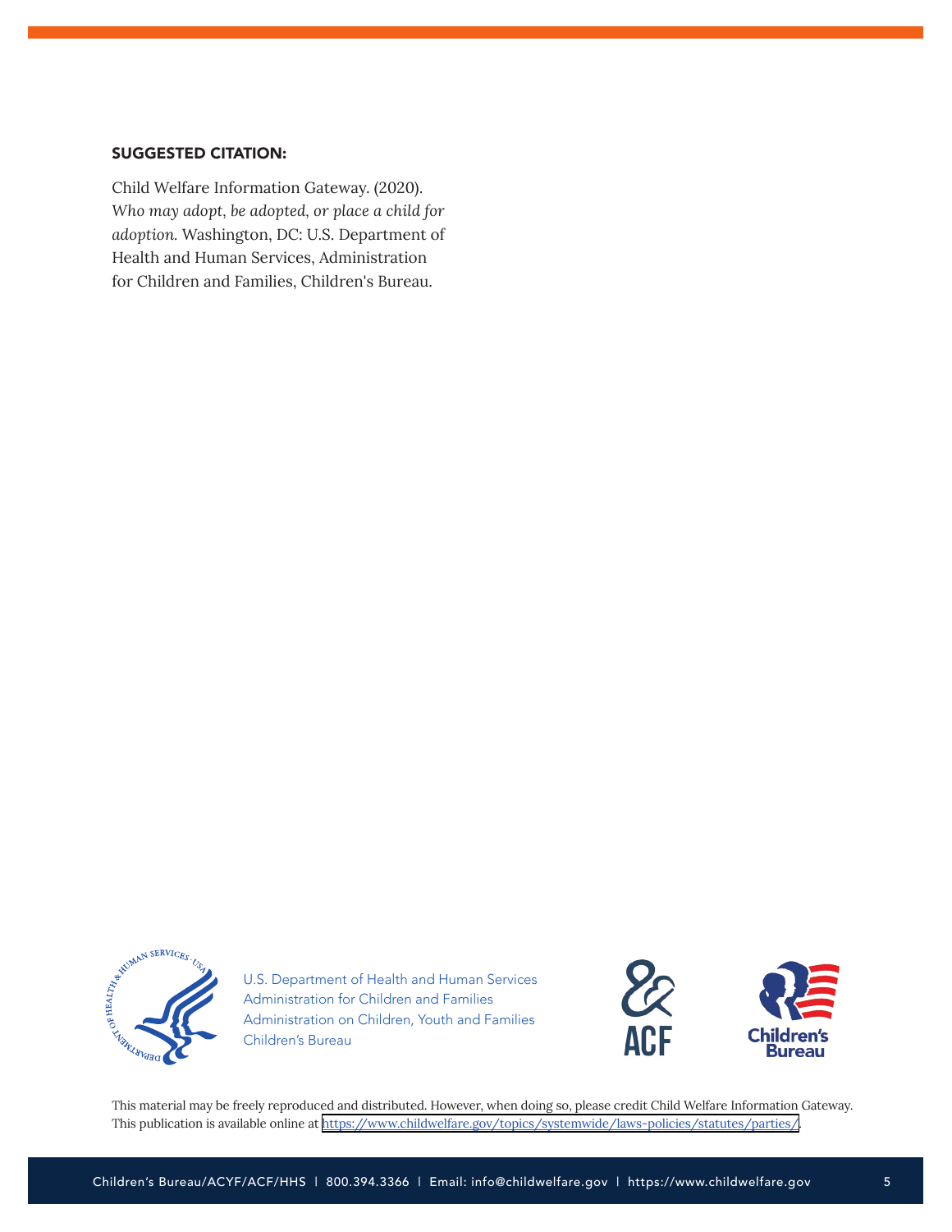**SUGGESTED CITATION:**

Child Welfare Information Gateway. (2020). *Who may adopt, be adopted, or place a child for adoption.* Washington, DC: U.S. Department of Health and Human Services, Administration for Children and Families, Children's Bureau.

U.S. Department of Health and Human Services
Administration for Children and Families
Administration on Children, Youth and Families
Children's Bureau

This material may be freely reproduced and distributed. However, when doing so, please credit Child Welfare Information Gateway. This publication is available online at https://www.childwelfare.gov/topics/systemwide/laws-policies/statutes/parties/.